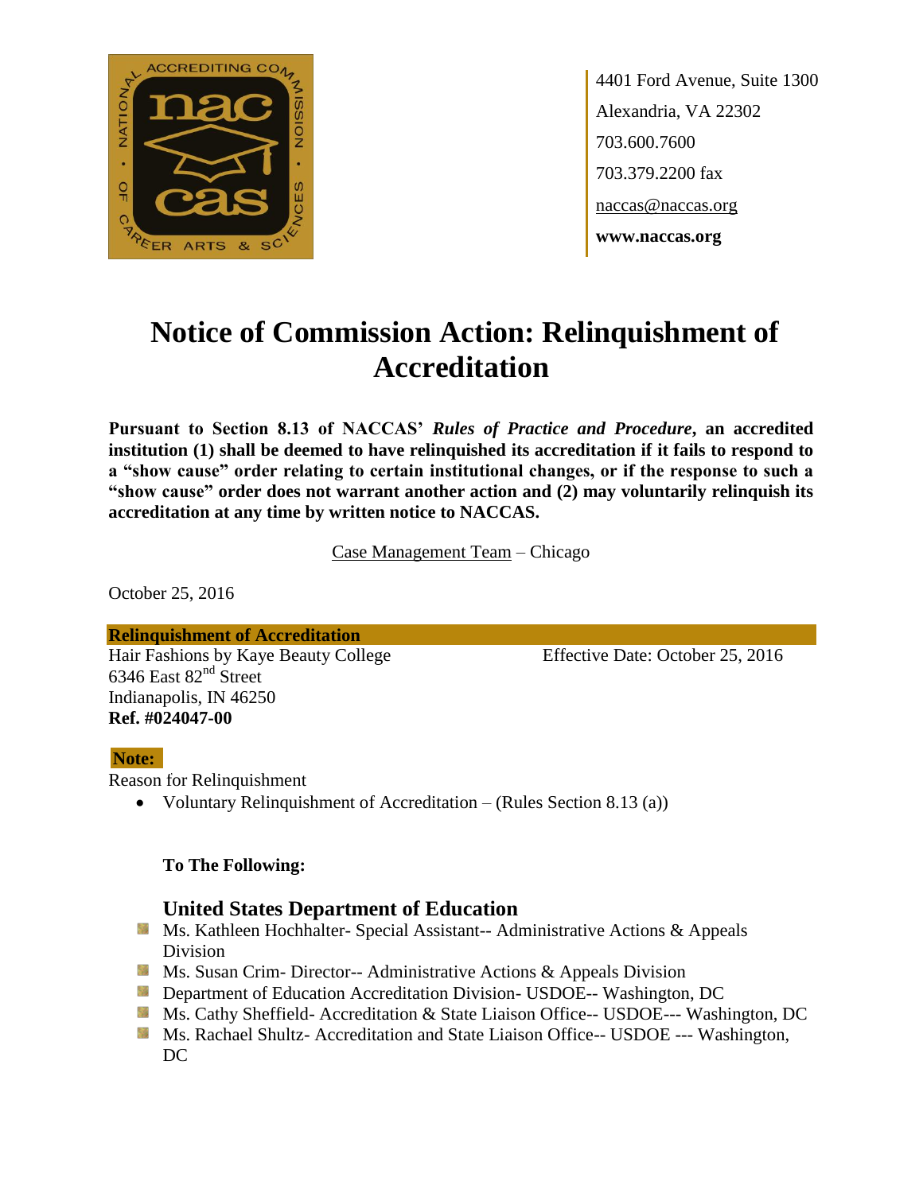4401 Ford Avenue, Suite 1300
Alexandria, VA 22302
703.600.7600
703.379.2200 fax
naccas@naccas.org
**www.naccas.org**

# Notice of Commission Action: Relinquishment of Accreditation

**Pursuant to Section 8.13 of NACCAS' *Rules of Practice and Procedure*, an accredited institution (1) shall be deemed to have relinquished its accreditation if it fails to respond to a "show cause" order relating to certain institutional changes, or if the response to such a "show cause" order does not warrant another action and (2) may voluntarily relinquish its accreditation at any time by written notice to NACCAS.**

Case Management Team – Chicago

October 25, 2016

**Relinquishment of Accreditation**

Hair Fashions by Kaye Beauty College
6346 East 82nd Street
Indianapolis, IN 46250
**Ref. #024047-00**

Effective Date: October 25, 2016

**Note:**

Reason for Relinquishment

- Voluntary Relinquishment of Accreditation – (Rules Section 8.13 (a))

**To The Following:**

### United States Department of Education

- Ms. Kathleen Hochhalter- Special Assistant-- Administrative Actions & Appeals Division
- Ms. Susan Crim- Director-- Administrative Actions & Appeals Division
- Department of Education Accreditation Division- USDOE-- Washington, DC
- Ms. Cathy Sheffield- Accreditation & State Liaison Office-- USDOE--- Washington, DC
- Ms. Rachael Shultz- Accreditation and State Liaison Office-- USDOE --- Washington, DC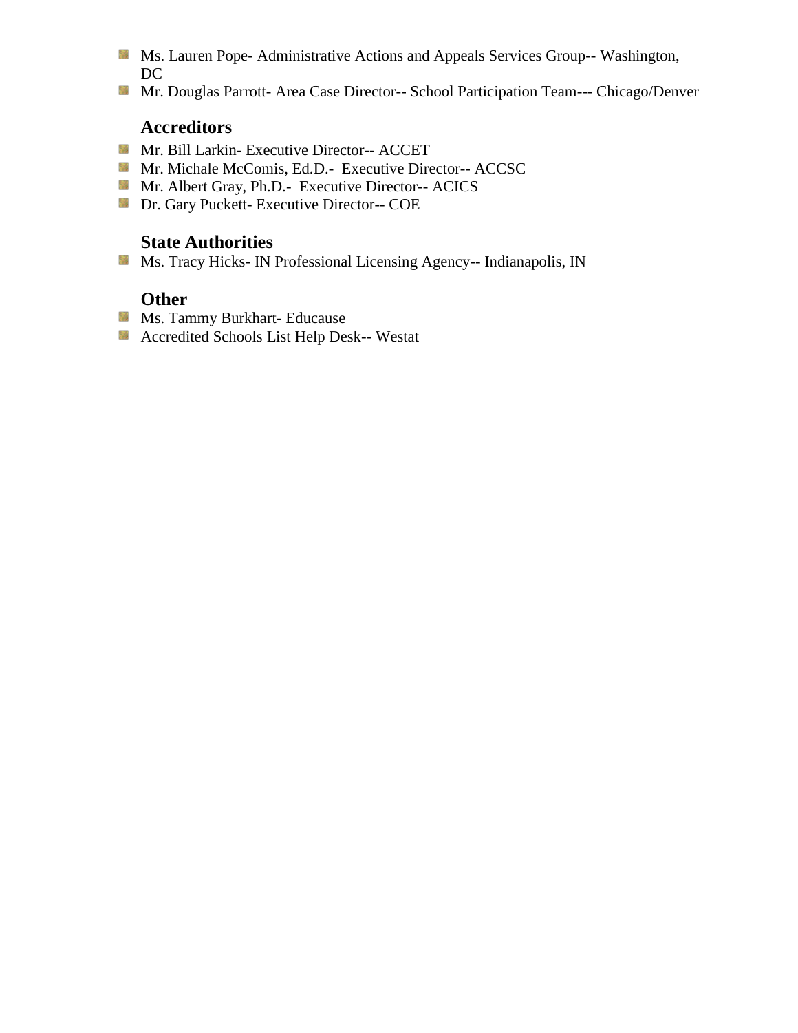- Ms. Lauren Pope- Administrative Actions and Appeals Services Group-- Washington, DC
- Mr. Douglas Parrott- Area Case Director-- School Participation Team--- Chicago/Denver

### Accreditors

- Mr. Bill Larkin- Executive Director-- ACCET
- Mr. Michale McComis, Ed.D.- Executive Director-- ACCSC
- Mr. Albert Gray, Ph.D.- Executive Director-- ACICS
- Dr. Gary Puckett- Executive Director-- COE

### State Authorities

- Ms. Tracy Hicks- IN Professional Licensing Agency-- Indianapolis, IN

### Other

- Ms. Tammy Burkhart- Educause
- Accredited Schools List Help Desk-- Westat